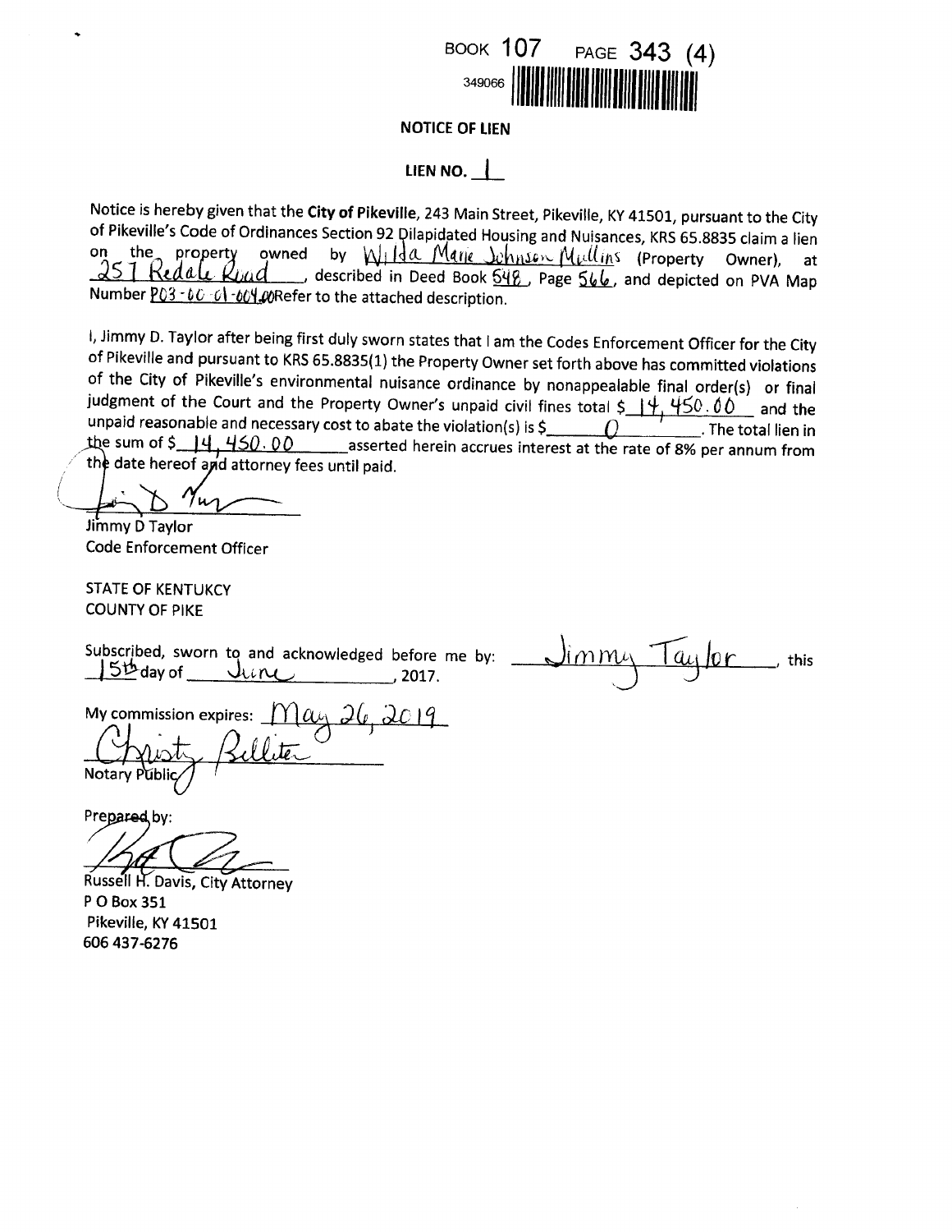BOOK 107 PAGE 343 (4)

349066

**NOTICE OF LIEN**

**LIEN NO.** 1

Notice is hereby given that the **City of Pikeville**, 243 Main Street, Pikeville, KY 41501, pursuant to the City of Pikeville's Code of Ordinances Section 92 Dilapidated Housing and Nuisances, KRS 65.8835 claim a lien on the property owned by Wilda Marie Johnson Mullins (Property Owner), at 251 Redale Road, described in Deed Book 548, Page 566, and depicted on PVA Map Number P03-00-01-004.00 Refer to the attached description.

I, Jimmy D. Taylor after being first duly sworn states that I am the Codes Enforcement Officer for the City of Pikeville and pursuant to KRS 65.8835(1) the Property Owner set forth above has committed violations of the City of Pikeville's environmental nuisance ordinance by nonappealable final order(s) or final judgment of the Court and the Property Owner's unpaid civil fines total $ 14,450.00 and the unpaid reasonable and necessary cost to abate the violation(s) is $ 0. The total lien in the sum of $ 14,450.00 asserted herein accrues interest at the rate of 8% per annum from the date hereof and attorney fees until paid.

Jimmy D Taylor
Code Enforcement Officer

STATE OF KENTUKCY
COUNTY OF PIKE

Subscribed, sworn to and acknowledged before me by: Jimmy Taylor, this 15th day of June, 2017.

My commission expires: May 26, 2019

Christy Belliter
Notary Public

Prepared by:

Russell H. Davis, City Attorney
P O Box 351
Pikeville, KY 41501
606 437-6276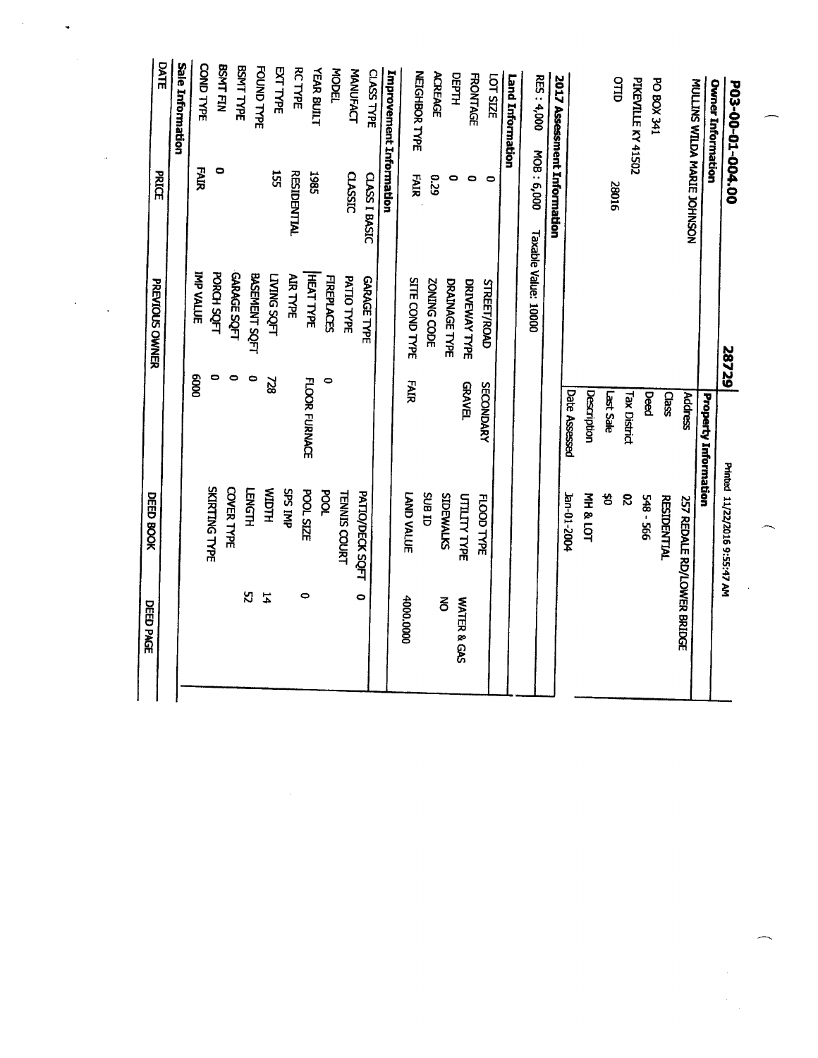# P03-00-01-004.00 — 28729

Printed 11/22/2016 9:55:47 AM

## Owner Information

MULLINS WILDA MARIE JOHNSON

PO BOX 341

PIKEVILLE KY 41502

OTID 28016

## Property Information

| | |
|---|---|
| Address | 257 REDALE RD/LOWER BRIDGE |
| Class | RESIDENTIAL |
| Deed | 548 - 566 |
| Tax District | 02 |
| Last Sale | $0 |
| Description | MH & LOT |
| Date Assessed | Jan-01-2004 |

## 2017 Assessment Information

RES : 4,000 MOB : 6,000 Taxable Value: 10000

## Land Information

| | | | | | |
|---|---|---|---|---|---|
| LOT SIZE | 0 | STREET/ROAD | SECONDARY | FLOOD TYPE | |
| FRONTAGE | 0 | DRIVEWAY TYPE | GRAVEL | UTILITY TYPE | WATER & GAS |
| DEPTH | 0 | DRAINAGE TYPE | | SIDEWALKS | NO |
| ACREAGE | 0.29 | ZONING CODE | | SUB ID | |
| NEIGHBOR TYPE | FAIR | SITE COND TYPE | FAIR | LAND VALUE | 4000.000 |

## Improvement Information

| | | | | | |
|---|---|---|---|---|---|
| CLASS TYPE | CLASS I BASIC | GARAGE TYPE | | PATIO/DECK SQFT | 0 |
| MANUFACT | CLASSIC | PATIO TYPE | | TENNIS COURT | |
| MODEL | | FIREPLACES | 0 | POOL | |
| YEAR BUILT | 1985 | HEAT TYPE | FLOOR FURNACE | POOL SIZE | 0 |
| RC TYPE | RESIDENTIAL | AIR TYPE | | SPS IMP | |
| EXT TYPE | 155 | LIVING SQFT | 728 | WIDTH | 14 |
| FOUND TYPE | | BASEMENT SQFT | 0 | LENGTH | 52 |
| BSMT TYPE | | GARAGE SQFT | 0 | COVER TYPE | |
| BSMT FIN | 0 | PORCH SQFT | 0 | SKIRTING TYPE | |
| COND TYPE | FAIR | IMP VALUE | 6000 | | |

## Sale Information

| DATE | PRICE | PREVIOUS OWNER | DEED BOOK | DEED PAGE |
|---|---|---|---|---|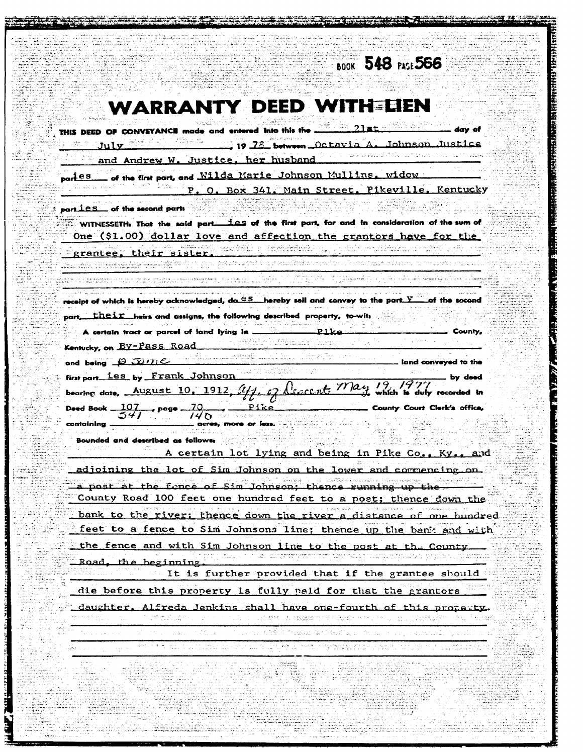BOOK 548 PAGE 566

# WARRANTY DEED WITH LIEN

THIS DEED OF CONVEYANCE made and entered into this the 21st day of July, 1978 between Octavia A. Johnson Justice and Andrew W. Justice, her husband

parties of the first part, and Wilda Marie Johnson Mullins, widow P. O. Box 341, Main Street, Pikeville, Kentucky

parties of the second part:

WITNESSETH: That the said parties of the first part, for and in consideration of the sum of One ($1.00) dollar love and affection the grantors have for the grantee, their sister.

receipt of which is hereby acknowledged, does hereby sell and convey to the party of the second part, their heirs and assigns, the following described property, to-wit:

A certain tract or parcel of land lying in Pike County, Kentucky, on By-Pass Road

and being a Same land conveyed to the first parties by Frank Johnson by deed bearing date, August 10, 1912, Aff. of Descent May 19, 1977 which is duly recorded in Deed Book 107 / 541, page 70 / 140, Pike County Court Clerk's office, containing ______ acres, more or less.

Bounded and described as follows:

A certain lot lying and being in Pike Co., Ky., and adjoining the lot of Sim Johnson on the lower and commencing on ~~a post at the fence of Sim Johnson; thence running up the~~ County Road 100 feet one hundred feet to a post; thence down the bank to the river; thence down the river a distance of one hundred feet to a fence to Sim Johnsons line; thence up the bank and with the fence and with Sim Johnson line to the post at the County Road, the beginning.

It is further provided that if the grantee should die before this property is fully paid for that the grantors daughter, Alfreda Jenkins shall have one-fourth of this property.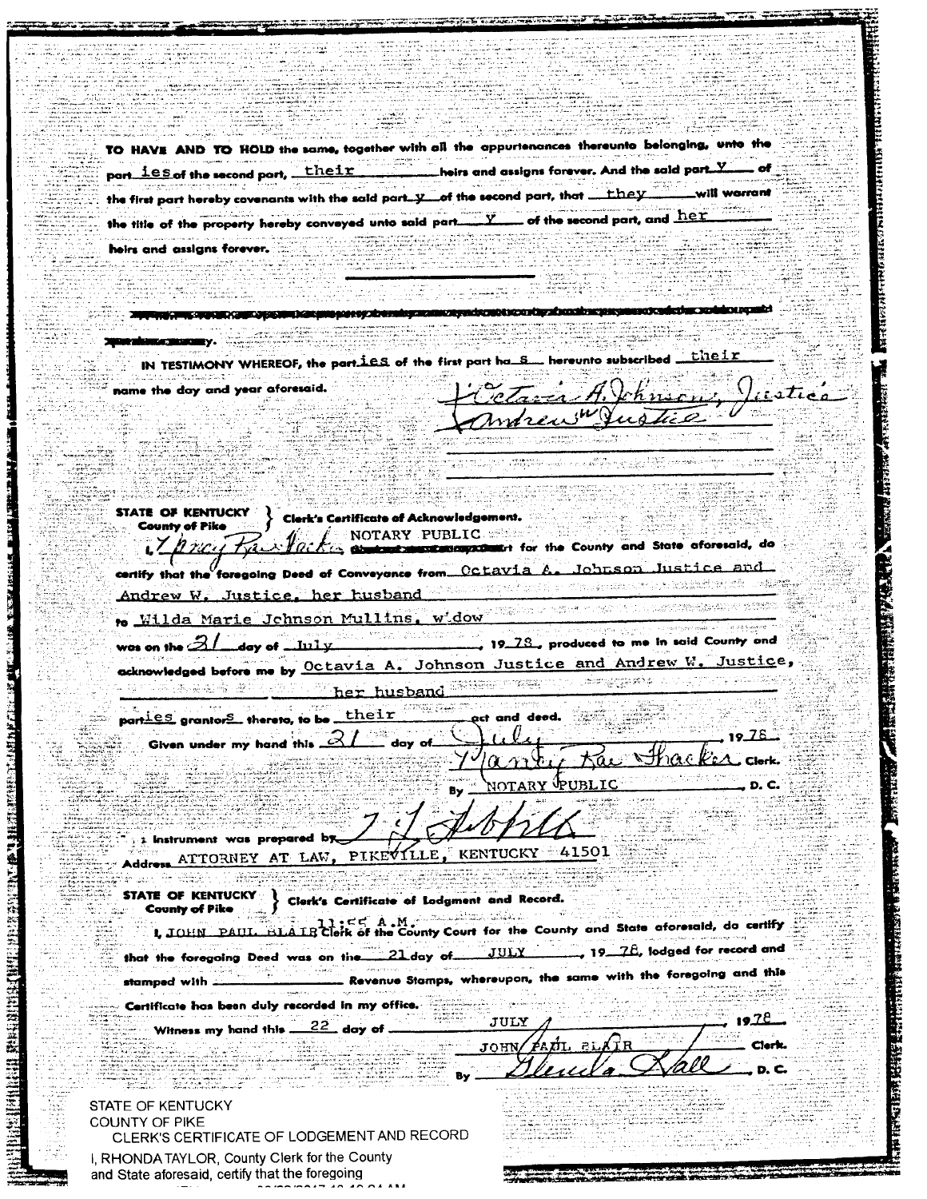**TO HAVE AND TO HOLD** the same, together with all the appurtenances thereunto belonging, unto the parties of the second part, their heirs and assigns forever. And the said party of the first part hereby covenants with the said party of the second part, that they will warrant the title of the property hereby conveyed unto said party of the second part, and her heirs and assigns forever.

---

~~................................................................................................................................~~ ~~.................y.~~

IN TESTIMONY WHEREOF, the parties of the first part has hereunto subscribed their name the day and year aforesaid.

Octavia A. Johnson, Justice

Andrew W. Justice

STATE OF KENTUCKY
County of Pike } **Clerk's Certificate of Acknowledgement.**

I, Nancy Rae Thacker, NOTARY PUBLIC ~~.................~~ for the County and State aforesaid, do certify that the foregoing Deed of Conveyance from Octavia A. Johnson Justice and Andrew W. Justice, her husband to Wilda Marie Johnson Mullins, widow was on the 21 day of July, 1978, produced to me in said County and acknowledged before me by Octavia A. Johnson Justice and Andrew W. Justice, her husband parties grantors thereto, to be their act and deed.

Given under my hand this 21 day of July, 1978

Nancy Rae Thacker Clerk.

By NOTARY PUBLIC, D. C.

This instrument was prepared by [signature]

Address ATTORNEY AT LAW, PIKEVILLE, KENTUCKY 41501

STATE OF KENTUCKY
County of Pike } **Clerk's Certificate of Lodgment and Record.**

I, JOHN PAUL BLAIR Clerk of the County Court for the County and State aforesaid, do certify that the foregoing Deed was on the 21 day of JULY, 1978, 11:55 A.M. lodged for record and stamped with ______ Revenue Stamps, whereupon, the same with the foregoing and this Certificate has been duly recorded in my office.

Witness my hand this 22 day of JULY, 1978.

JOHN PAUL BLAIR Clerk.

By Glenda Hall, D. C.

STATE OF KENTUCKY
COUNTY OF PIKE
CLERK'S CERTIFICATE OF LODGEMENT AND RECORD

I, RHONDA TAYLOR, County Clerk for the County and State aforesaid, certify that the foregoing